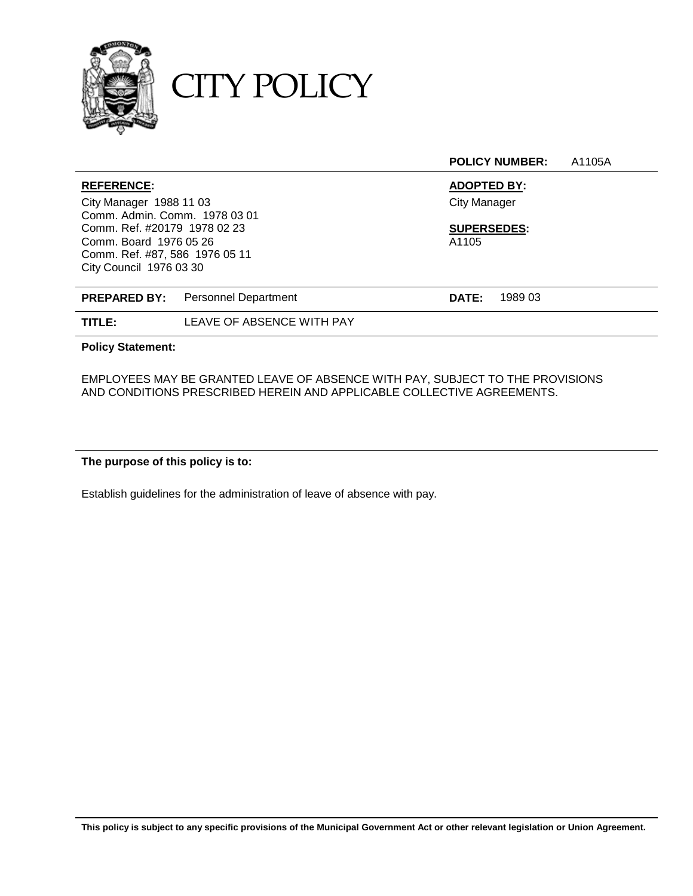# CITY POLICY

**POLICY NUMBER:** A1105A

**REFERENCE:**
City Manager 1988 11 03
Comm. Admin. Comm. 1978 03 01
Comm. Ref. #20179 1978 02 23
Comm. Board 1976 05 26
Comm. Ref. #87, 586 1976 05 11
City Council 1976 03 30

**ADOPTED BY:**
City Manager

**SUPERSEDES:**
A1105

**PREPARED BY:** Personnel Department

**DATE:** 1989 03

**TITLE:** LEAVE OF ABSENCE WITH PAY

**Policy Statement:**

EMPLOYEES MAY BE GRANTED LEAVE OF ABSENCE WITH PAY, SUBJECT TO THE PROVISIONS AND CONDITIONS PRESCRIBED HEREIN AND APPLICABLE COLLECTIVE AGREEMENTS.

**The purpose of this policy is to:**

Establish guidelines for the administration of leave of absence with pay.

**This policy is subject to any specific provisions of the Municipal Government Act or other relevant legislation or Union Agreement.**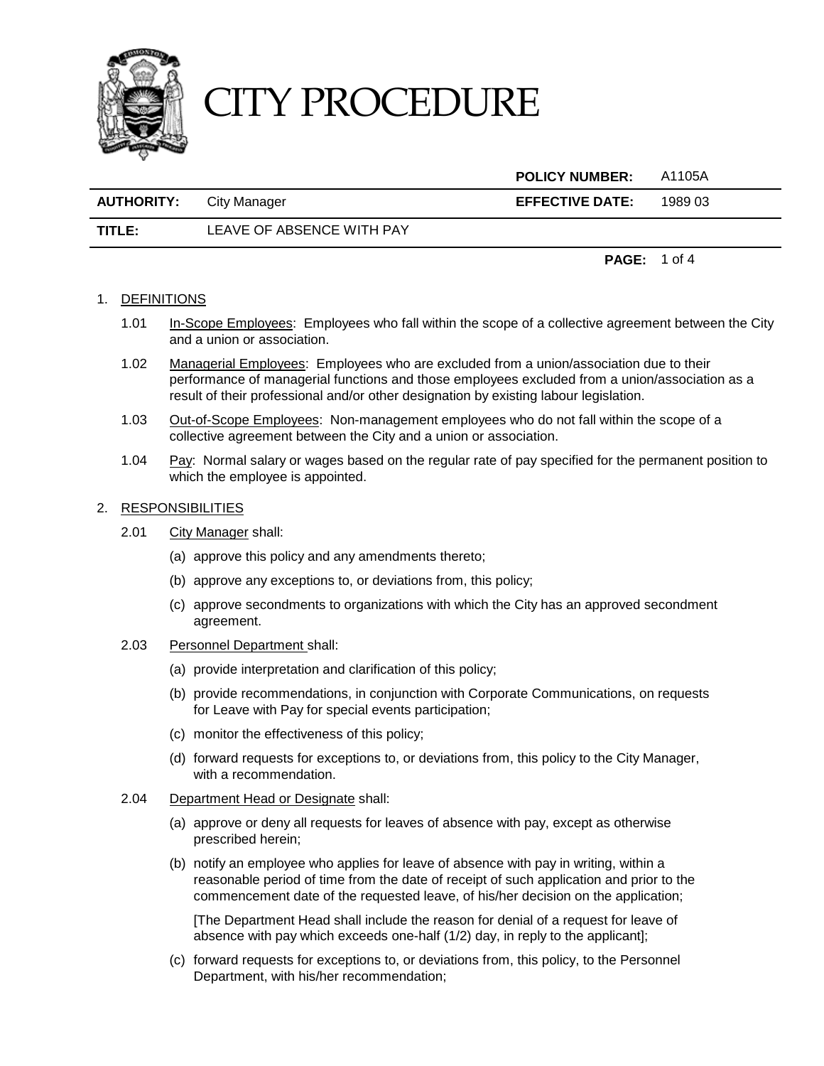# CITY PROCEDURE

| | | POLICY NUMBER: | A1105A |
|---|---|---|---|
| **AUTHORITY:** | City Manager | **EFFECTIVE DATE:** | 1989 03 |
| **TITLE:** | LEAVE OF ABSENCE WITH PAY | | |

1. DEFINITIONS

   1.01 In-Scope Employees: Employees who fall within the scope of a collective agreement between the City and a union or association.

   1.02 Managerial Employees: Employees who are excluded from a union/association due to their performance of managerial functions and those employees excluded from a union/association as a result of their professional and/or other designation by existing labour legislation.

   1.03 Out-of-Scope Employees: Non-management employees who do not fall within the scope of a collective agreement between the City and a union or association.

   1.04 Pay: Normal salary or wages based on the regular rate of pay specified for the permanent position to which the employee is appointed.

2. RESPONSIBILITIES

   2.01 City Manager shall:

   (a) approve this policy and any amendments thereto;

   (b) approve any exceptions to, or deviations from, this policy;

   (c) approve secondments to organizations with which the City has an approved secondment agreement.

   2.03 Personnel Department shall:

   (a) provide interpretation and clarification of this policy;

   (b) provide recommendations, in conjunction with Corporate Communications, on requests for Leave with Pay for special events participation;

   (c) monitor the effectiveness of this policy;

   (d) forward requests for exceptions to, or deviations from, this policy to the City Manager, with a recommendation.

   2.04 Department Head or Designate shall:

   (a) approve or deny all requests for leaves of absence with pay, except as otherwise prescribed herein;

   (b) notify an employee who applies for leave of absence with pay in writing, within a reasonable period of time from the date of receipt of such application and prior to the commencement date of the requested leave, of his/her decision on the application;

   [The Department Head shall include the reason for denial of a request for leave of absence with pay which exceeds one-half (1/2) day, in reply to the applicant];

   (c) forward requests for exceptions to, or deviations from, this policy, to the Personnel Department, with his/her recommendation;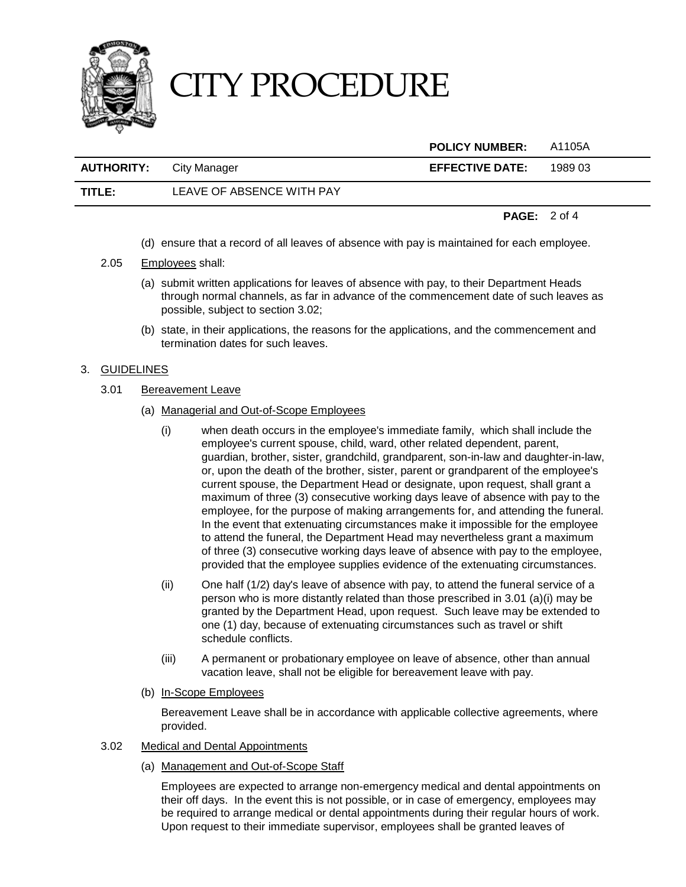(d) ensure that a record of all leaves of absence with pay is maintained for each employee.

2.05 Employees shall:

(a) submit written applications for leaves of absence with pay, to their Department Heads through normal channels, as far in advance of the commencement date of such leaves as possible, subject to section 3.02;

(b) state, in their applications, the reasons for the applications, and the commencement and termination dates for such leaves.

## 3. GUIDELINES

### 3.01 Bereavement Leave

(a) Managerial and Out-of-Scope Employees

(i) when death occurs in the employee's immediate family, which shall include the employee's current spouse, child, ward, other related dependent, parent, guardian, brother, sister, grandchild, grandparent, son-in-law and daughter-in-law, or, upon the death of the brother, sister, parent or grandparent of the employee's current spouse, the Department Head or designate, upon request, shall grant a maximum of three (3) consecutive working days leave of absence with pay to the employee, for the purpose of making arrangements for, and attending the funeral. In the event that extenuating circumstances make it impossible for the employee to attend the funeral, the Department Head may nevertheless grant a maximum of three (3) consecutive working days leave of absence with pay to the employee, provided that the employee supplies evidence of the extenuating circumstances.

(ii) One half (1/2) day's leave of absence with pay, to attend the funeral service of a person who is more distantly related than those prescribed in 3.01 (a)(i) may be granted by the Department Head, upon request. Such leave may be extended to one (1) day, because of extenuating circumstances such as travel or shift schedule conflicts.

(iii) A permanent or probationary employee on leave of absence, other than annual vacation leave, shall not be eligible for bereavement leave with pay.

(b) In-Scope Employees

Bereavement Leave shall be in accordance with applicable collective agreements, where provided.

### 3.02 Medical and Dental Appointments

(a) Management and Out-of-Scope Staff

Employees are expected to arrange non-emergency medical and dental appointments on their off days. In the event this is not possible, or in case of emergency, employees may be required to arrange medical or dental appointments during their regular hours of work. Upon request to their immediate supervisor, employees shall be granted leaves of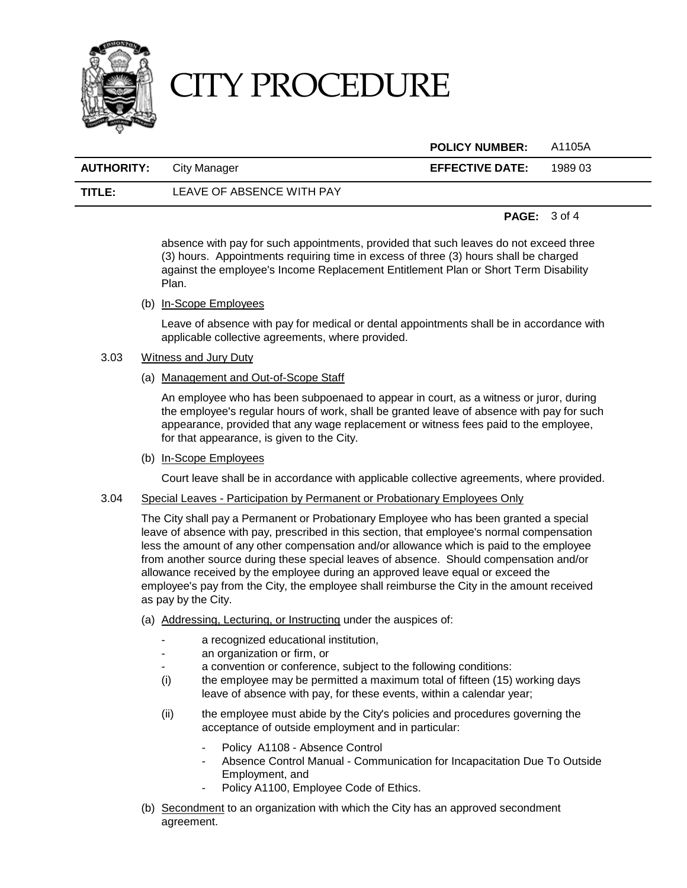absence with pay for such appointments, provided that such leaves do not exceed three (3) hours. Appointments requiring time in excess of three (3) hours shall be charged against the employee's Income Replacement Entitlement Plan or Short Term Disability Plan.

(b) In-Scope Employees

Leave of absence with pay for medical or dental appointments shall be in accordance with applicable collective agreements, where provided.

3.03 Witness and Jury Duty

(a) Management and Out-of-Scope Staff

An employee who has been subpoenaed to appear in court, as a witness or juror, during the employee's regular hours of work, shall be granted leave of absence with pay for such appearance, provided that any wage replacement or witness fees paid to the employee, for that appearance, is given to the City.

(b) In-Scope Employees

Court leave shall be in accordance with applicable collective agreements, where provided.

3.04 Special Leaves - Participation by Permanent or Probationary Employees Only

The City shall pay a Permanent or Probationary Employee who has been granted a special leave of absence with pay, prescribed in this section, that employee's normal compensation less the amount of any other compensation and/or allowance which is paid to the employee from another source during these special leaves of absence. Should compensation and/or allowance received by the employee during an approved leave equal or exceed the employee's pay from the City, the employee shall reimburse the City in the amount received as pay by the City.

(a) Addressing, Lecturing, or Instructing under the auspices of:

- a recognized educational institution,
- an organization or firm, or
- a convention or conference, subject to the following conditions:

(i) the employee may be permitted a maximum total of fifteen (15) working days leave of absence with pay, for these events, within a calendar year;

(ii) the employee must abide by the City's policies and procedures governing the acceptance of outside employment and in particular:

- Policy A1108 - Absence Control
- Absence Control Manual - Communication for Incapacitation Due To Outside Employment, and
- Policy A1100, Employee Code of Ethics.

(b) Secondment to an organization with which the City has an approved secondment agreement.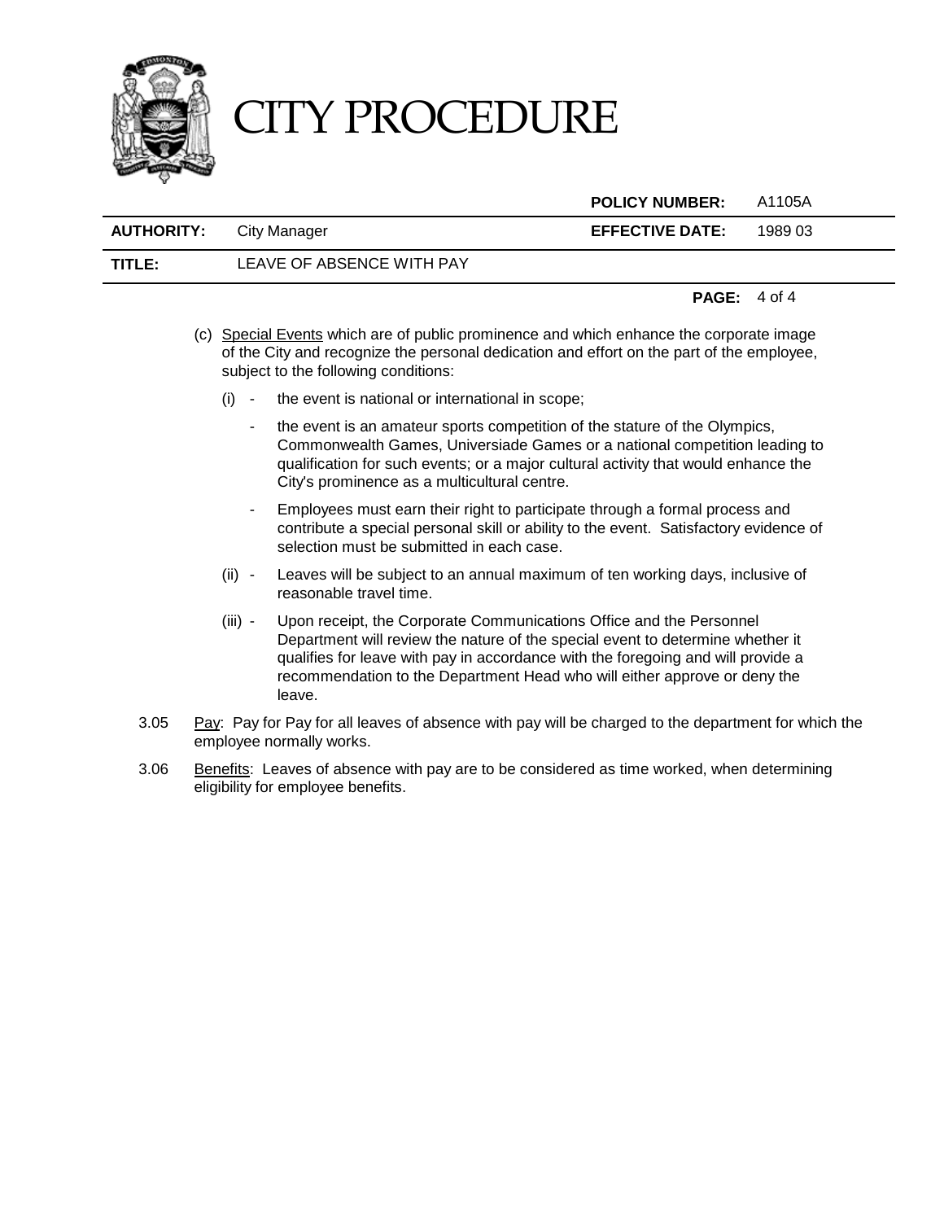(c) Special Events which are of public prominence and which enhance the corporate image of the City and recognize the personal dedication and effort on the part of the employee, subject to the following conditions:

(i) - the event is national or international in scope;

- the event is an amateur sports competition of the stature of the Olympics, Commonwealth Games, Universiade Games or a national competition leading to qualification for such events; or a major cultural activity that would enhance the City's prominence as a multicultural centre.

- Employees must earn their right to participate through a formal process and contribute a special personal skill or ability to the event. Satisfactory evidence of selection must be submitted in each case.

(ii) - Leaves will be subject to an annual maximum of ten working days, inclusive of reasonable travel time.

(iii) - Upon receipt, the Corporate Communications Office and the Personnel Department will review the nature of the special event to determine whether it qualifies for leave with pay in accordance with the foregoing and will provide a recommendation to the Department Head who will either approve or deny the leave.

3.05 Pay: Pay for Pay for all leaves of absence with pay will be charged to the department for which the employee normally works.

3.06 Benefits: Leaves of absence with pay are to be considered as time worked, when determining eligibility for employee benefits.